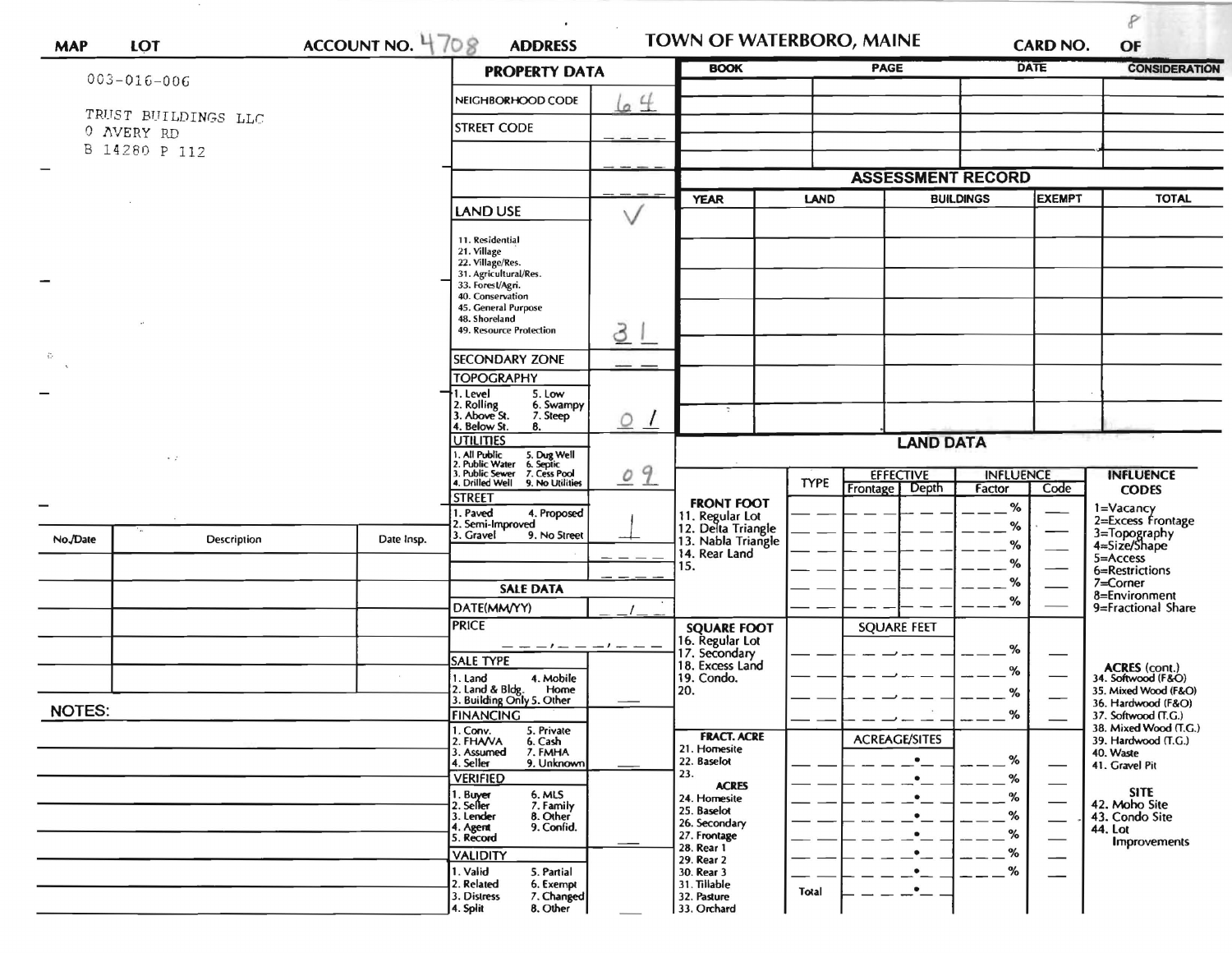| MAP | LOT | ACCOUNT NO. 4708 | ADDRESS | TOWN OF WATERBORO, MAINE | CARD NO. | 8 OF |
|---|---|---|---|---|---|---|

003-016-006

TRUST BUILDINGS LLC
0 AVERY RD
B 14280 P 112

## PROPERTY DATA

| | |
|---|---|
| NEIGHBORHOOD CODE | 64 |
| STREET CODE | |
| LAND USE | √ |
| 11. Residential, 21. Village, 22. Village/Res., 31. Agricultural/Res., 33. Forest/Agri., 40. Conservation, 45. General Purpose, 48. Shoreland, 49. Resource Protection | 31 |
| SECONDARY ZONE | |
| TOPOGRAPHY: 1. Level, 2. Rolling, 3. Above St., 4. Below St., 5. Low, 6. Swampy, 7. Steep, 8. | 0 1 |
| UTILITIES: 1. All Public, 2. Public Water, 3. Public Sewer, 4. Drilled Well, 5. Dug Well, 6. Septic, 7. Cess Pool, 9. No Utilities | 0 9 |
| STREET: 1. Paved, 2. Semi-Improved, 3. Gravel, 4. Proposed, 9. No Street | 1 |

## SALE DATA

| | |
|---|---|
| DATE(MM/YY) | |
| PRICE | |
| SALE TYPE: 1. Land, 2. Land & Bldg., 3. Building Only, 4. Mobile Home, 5. Other | |
| FINANCING: 1. Conv., 2. FHA/VA, 3. Assumed, 4. Seller, 5. Private, 6. Cash, 7. FMHA, 9. Unknown | |
| VERIFIED: 1. Buyer, 2. Seller, 3. Lender, 4. Agent, 5. Record, 6. MLS, 7. Family, 8. Other, 9. Confid. | |
| VALIDITY: 1. Valid, 2. Related, 3. Distress, 4. Split, 5. Partial, 6. Exempt, 7. Changed, 8. Other | |

| BOOK | PAGE | DATE | CONSIDERATION |
|---|---|---|---|
| | | | |

## ASSESSMENT RECORD

| YEAR | LAND | BUILDINGS | EXEMPT | TOTAL |
|---|---|---|---|---|
| | | | | |

## LAND DATA

| | TYPE | EFFECTIVE Frontage | EFFECTIVE Depth | INFLUENCE Factor | INFLUENCE Code |
|---|---|---|---|---|---|
| FRONT FOOT: 11. Regular Lot, 12. Delta Triangle, 13. Nabla Triangle, 14. Rear Land, 15. | | | | % | |
| SQUARE FOOT: 16. Regular Lot, 17. Secondary, 18. Excess Land, 19. Condo., 20. | | SQUARE FEET | | % | |
| FRACT. ACRE: 21. Homesite, 22. Baselot, 23. | | ACREAGE/SITES | | % | |
| ACRES: 24. Homesite, 25. Baselot, 26. Secondary, 27. Frontage, 28. Rear 1, 29. Rear 2, 30. Rear 3, 31. Tillable, 32. Pasture, 33. Orchard | Total | | | % | |

INFLUENCE CODES: 1=Vacancy, 2=Excess Frontage, 3=Topography, 4=Size/Shape, 5=Access, 6=Restrictions, 7=Corner, 8=Environment, 9=Fractional Share

ACRES (cont.): 34. Softwood (F&O), 35. Mixed Wood (F&O), 36. Hardwood (F&O), 37. Softwood (T.G.), 38. Mixed Wood (T.G.), 39. Hardwood (T.G.), 40. Waste, 41. Gravel Pit

SITE: 42. Moho Site, 43. Condo Site, 44. Lot Improvements

| No./Date | Description | Date Insp. |
|---|---|---|
| | | |

NOTES: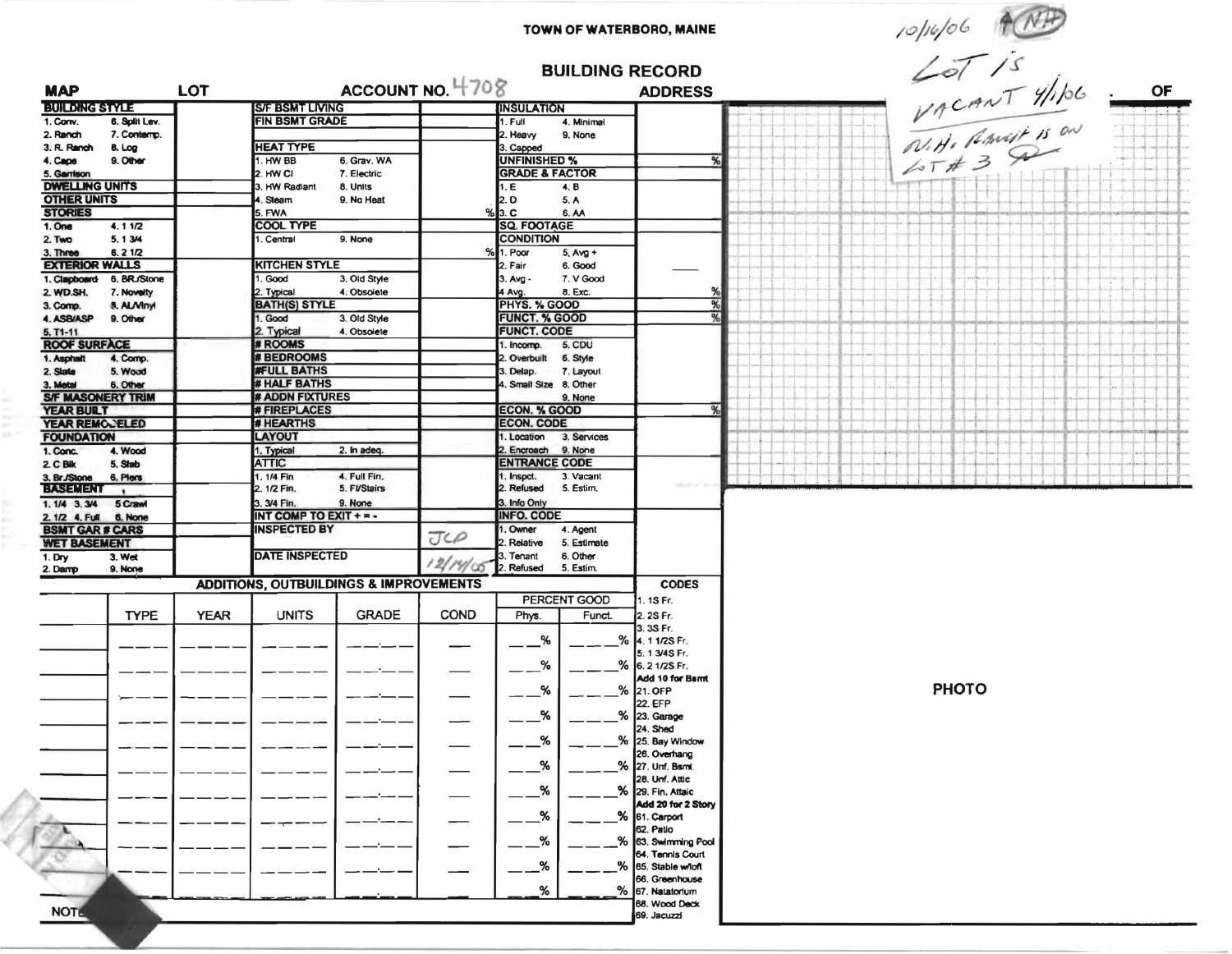TOWN OF WATERBORO, MAINE

10/16/06 (NH)

Lot is VACANT 4/1/06

N.H. Permit is on Lot #3

# BUILDING RECORD

**MAP** | **LOT** | **ACCOUNT NO.** 4708 | **ADDRESS** | **OF**

| | | | | | | |
|---|---|---|---|---|---|---|
| **BUILDING STYLE** | | **S/F BSMT LIVING** | | **INSULATION** | | |
| 1. Conv. 6. Split Lev. | | **FIN BSMT GRADE** | | 1. Full 4. Minimal | | |
| 2. Ranch 7. Contemp. | | | | 2. Heavy 9. None | | |
| 3. R. Ranch 8. Log | | **HEAT TYPE** | | 3. Capped | | |
| 4. Cape 9. Other | | 1. HW BB 6. Grav. WA | | **UNFINISHED %** | | % |
| 5. Garrison | | 2. HW Cl 7. Electric | | **GRADE & FACTOR** | | |
| **DWELLING UNITS** | | 3. HW Radiant 8. Units | | 1. E 4. B | | |
| **OTHER UNITS** | | 4. Steam 9. No Heat | | 2. D 5. A | | |
| **STORIES** | | 5. FWA | % | 3. C 6. AA | | |
| 1. One 4. 1 1/2 | | **COOL TYPE** | | **SQ. FOOTAGE** | | |
| 2. Two 5. 1 3/4 | | 1. Central 9. None | | **CONDITION** | | |
| 3. Three 6. 2 1/2 | | | % | 1. Poor 5. Avg + | | |
| **EXTERIOR WALLS** | | **KITCHEN STYLE** | | 2. Fair 6. Good | | |
| 1. Clapboard 6. BR./Stone | | 1. Good 3. Old Style | | 3. Avg - 7. V Good | | |
| 2. WD.SH. 7. Novelty | | 2. Typical 4. Obsolete | | 4 Avg. 8. Exc. | | % |
| 3. Comp. 8. AL/Vinyl | | **BATH(S) STYLE** | | **PHYS. % GOOD** | | % |
| 4. ASB/ASP 9. Other | | 1. Good 3. Old Style | | **FUNCT. % GOOD** | | % |
| 5. T1-11 | | 2. Typical 4. Obsolete | | **FUNCT. CODE** | | |
| **ROOF SURFACE** | | **# ROOMS** | | 1. Incomp. 5. CDU | | |
| 1. Asphalt 4. Comp. | | **# BEDROOMS** | | 2. Overbuilt 6. Style | | |
| 2. Slate 5. Wood | | **#FULL BATHS** | | 3. Delap. 7. Layout | | |
| 3. Metal 6. Other | | **# HALF BATHS** | | 4. Small Size 8. Other | | |
| **S/F MASONERY TRIM** | | **# ADDN FIXTURES** | | 9. None | | |
| **YEAR BUILT** | | **# FIREPLACES** | | **ECON. % GOOD** | | % |
| **YEAR REMODELED** | | **# HEARTHS** | | **ECON. CODE** | | |
| **FOUNDATION** | | **LAYOUT** | | 1. Location 3. Services | | |
| 1. Conc. 4. Wood | | 1. Typical 2. In adeq. | | 2. Encroach 9. None | | |
| 2. C Blk 5. Slab | | **ATTIC** | | **ENTRANCE CODE** | | |
| 3. Br./Stone 6. Piers | | 1. 1/4 Fin 4. Full Fin. | | 1. Inspct. 3. Vacant | | |
| **BASEMENT** | | 2. 1/2 Fin. 5. Fl/Stairs | | 2. Refused 5. Estim. | | |
| 1. 1/4 3. 3/4 5 Crawl | | 3. 3/4 Fin. 9. None | | 3. Info Only | | |
| 2. 1/2 4. Full 6. None | | **INT COMP TO EXIT + = -** | | **INFO. CODE** | | |
| **BSMT GAR # CARS** | | **INSPECTED BY** | JCP | 1. Owner 4. Agent | | |
| **WET BASEMENT** | | | | 2. Relative 5. Estimate | | |
| 1. Dry 3. Wet | | **DATE INSPECTED** | 12/14/05 | 3. Tenant 6. Other | | |
| 2. Damp 9. None | | | | 2. Refused 5. Estim. | | |

## ADDITIONS, OUTBUILDINGS & IMPROVEMENTS

| | TYPE | YEAR | UNITS | GRADE | COND | PERCENT GOOD Phys. | PERCENT GOOD Funct. |
|---|---|---|---|---|---|---|---|
| | | | | | | % | % |
| | | | | | | % | % |
| | | | | | | % | % |
| | | | | | | % | % |
| | | | | | | % | % |
| | | | | | | % | % |
| | | | | | | % | % |
| | | | | | | % | % |
| | | | | | | % | % |
| | | | | | | % | % |
| | | | | | | % | % |

**CODES**

1. 1S Fr.
2. 2S Fr.
3. 3S Fr.
4. 1 1/2S Fr.
5. 1 3/4S Fr.
6. 2 1/2S Fr.

Add 10 for Bsmt

21. OFP
22. EFP
23. Garage
24. Shed
25. Bay Window
26. Overhang
27. Unf. Bsmt
28. Unf. Attic
29. Fin. Attaic

Add 20 for 2 Story

61. Carport
62. Patio
63. Swimming Pool
64. Tennis Court
65. Stable w/loft
66. Greenhouse
67. Natatorium
68. Wood Deck
69. Jacuzzi

**PHOTO**

**NOTE**